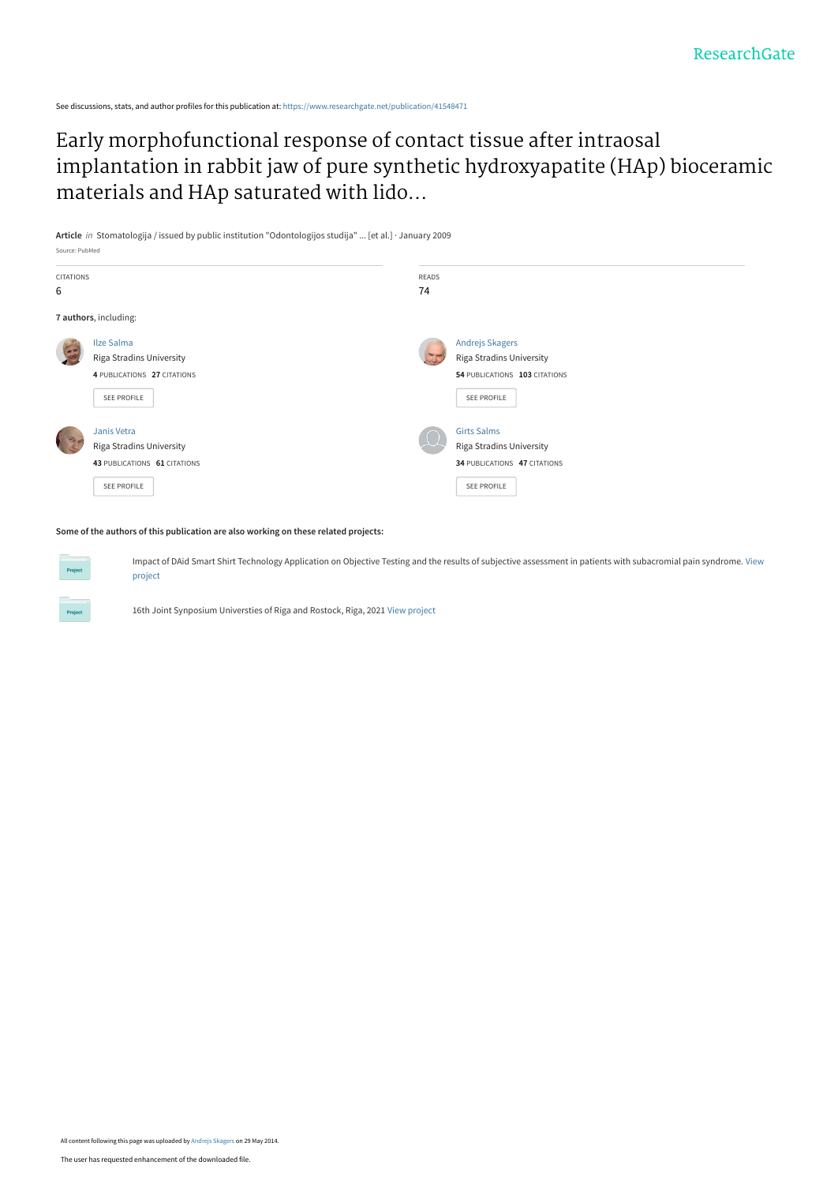See discussions, stats, and author profiles for this publication at: https://www.researchgate.net/publication/41548471

# Early morphofunctional response of contact tissue after intraosal implantation in rabbit jaw of pure synthetic hydroxyapatite (HAp) bioceramic materials and HAp saturated with lido...

**Article** *in* Stomatologija / issued by public institution "Odontologijos studija" ... [et al.] · January 2009

Source: PubMed

CITATIONS
6

READS
74

**7 authors**, including:

Ilze Salma
Riga Stradins University
**4** PUBLICATIONS **27** CITATIONS
SEE PROFILE

Andrejs Skagers
Riga Stradins University
**54** PUBLICATIONS **103** CITATIONS
SEE PROFILE

Janis Vetra
Riga Stradins University
**43** PUBLICATIONS **61** CITATIONS
SEE PROFILE

Girts Salms
Riga Stradins University
**34** PUBLICATIONS **47** CITATIONS
SEE PROFILE

**Some of the authors of this publication are also working on these related projects:**

Project: Impact of DAid Smart Shirt Technology Application on Objective Testing and the results of subjective assessment in patients with subacromial pain syndrome. View project

Project: 16th Joint Synposium Universties of Riga and Rostock, Riga, 2021 View project

All content following this page was uploaded by Andrejs Skagers on 29 May 2014.

The user has requested enhancement of the downloaded file.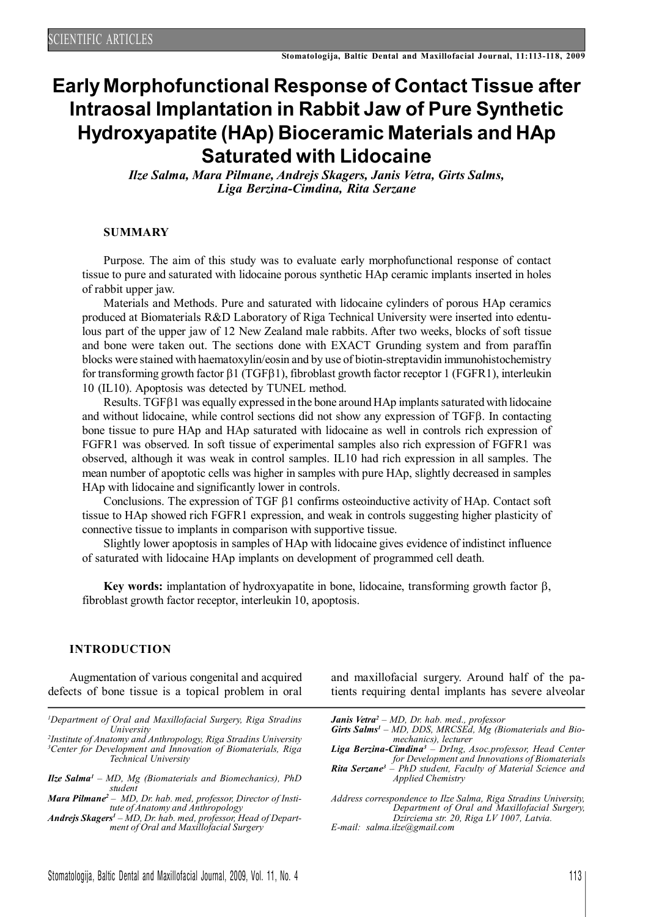# Early Morphofunctional Response of Contact Tissue after Intraosal Implantation in Rabbit Jaw of Pure Synthetic Hydroxyapatite (HAp) Bioceramic Materials and HAp Saturated with Lidocaine

*Ilze Salma, Mara Pilmane, Andrejs Skagers, Janis Vetra, Girts Salms, Liga Berzina-Cimdina, Rita Serzane*

### SUMMARY

Purpose. The aim of this study was to evaluate early morphofunctional response of contact tissue to pure and saturated with lidocaine porous synthetic HAp ceramic implants inserted in holes of rabbit upper jaw.

Materials and Methods. Pure and saturated with lidocaine cylinders of porous HAp ceramics produced at Biomaterials R&D Laboratory of Riga Technical University were inserted into edentulous part of the upper jaw of 12 New Zealand male rabbits. After two weeks, blocks of soft tissue and bone were taken out. The sections done with EXACT Grunding system and from paraffin blocks were stained with haematoxylin/eosin and by use of biotin-streptavidin immunohistochemistry for transforming growth factor β1 (TGFβ1), fibroblast growth factor receptor 1 (FGFR1), interleukin 10 (IL10). Apoptosis was detected by TUNEL method.

Results. TGFβ1 was equally expressed in the bone around HAp implants saturated with lidocaine and without lidocaine, while control sections did not show any expression of TGFβ. In contacting bone tissue to pure HAp and HAp saturated with lidocaine as well in controls rich expression of FGFR1 was observed. In soft tissue of experimental samples also rich expression of FGFR1 was observed, although it was weak in control samples. IL10 had rich expression in all samples. The mean number of apoptotic cells was higher in samples with pure HAp, slightly decreased in samples HAp with lidocaine and significantly lower in controls.

Conclusions. The expression of TGF β1 confirms osteoinductive activity of HAp. Contact soft tissue to HAp showed rich FGFR1 expression, and weak in controls suggesting higher plasticity of connective tissue to implants in comparison with supportive tissue.

Slightly lower apoptosis in samples of HAp with lidocaine gives evidence of indistinct influence of saturated with lidocaine HAp implants on development of programmed cell death.

**Key words:** implantation of hydroxyapatite in bone, lidocaine, transforming growth factor β, fibroblast growth factor receptor, interleukin 10, apoptosis.

### INTRODUCTION

Augmentation of various congenital and acquired defects of bone tissue is a topical problem in oral and maxillofacial surgery. Around half of the patients requiring dental implants has severe alveolar

[1]Department of Oral and Maxillofacial Surgery, Riga Stradins University
[2]Institute of Anatomy and Anthropology, Riga Stradins University
[3]Center for Development and Innovation of Biomaterials, Riga Technical University

***Ilze Salma***[1] – MD, Mg (Biomaterials and Biomechanics), PhD student
***Mara Pilmane***[2] – MD, Dr. hab. med, professor, Director of Institute of Anatomy and Anthropology
***Andrejs Skagers***[1] – MD, Dr. hab. med, professor, Head of Department of Oral and Maxillofacial Surgery
***Janis Vetra***[2] – MD, Dr. hab. med., professor
***Girts Salms***[1] – MD, DDS, MRCSEd, Mg (Biomaterials and Biomechanics), lecturer
***Liga Berzina-Cimdina***[3] – DrIng, Asoc.professor, Head Center for Development and Innovations of Biomaterials
***Rita Serzane***[3] – PhD student, Faculty of Material Science and Applied Chemistry

*Address correspondence to Ilze Salma, Riga Stradins University, Department of Oral and Maxillofacial Surgery, Dzirciema str. 20, Riga LV 1007, Latvia.*
*E-mail: salma.ilze@gmail.com*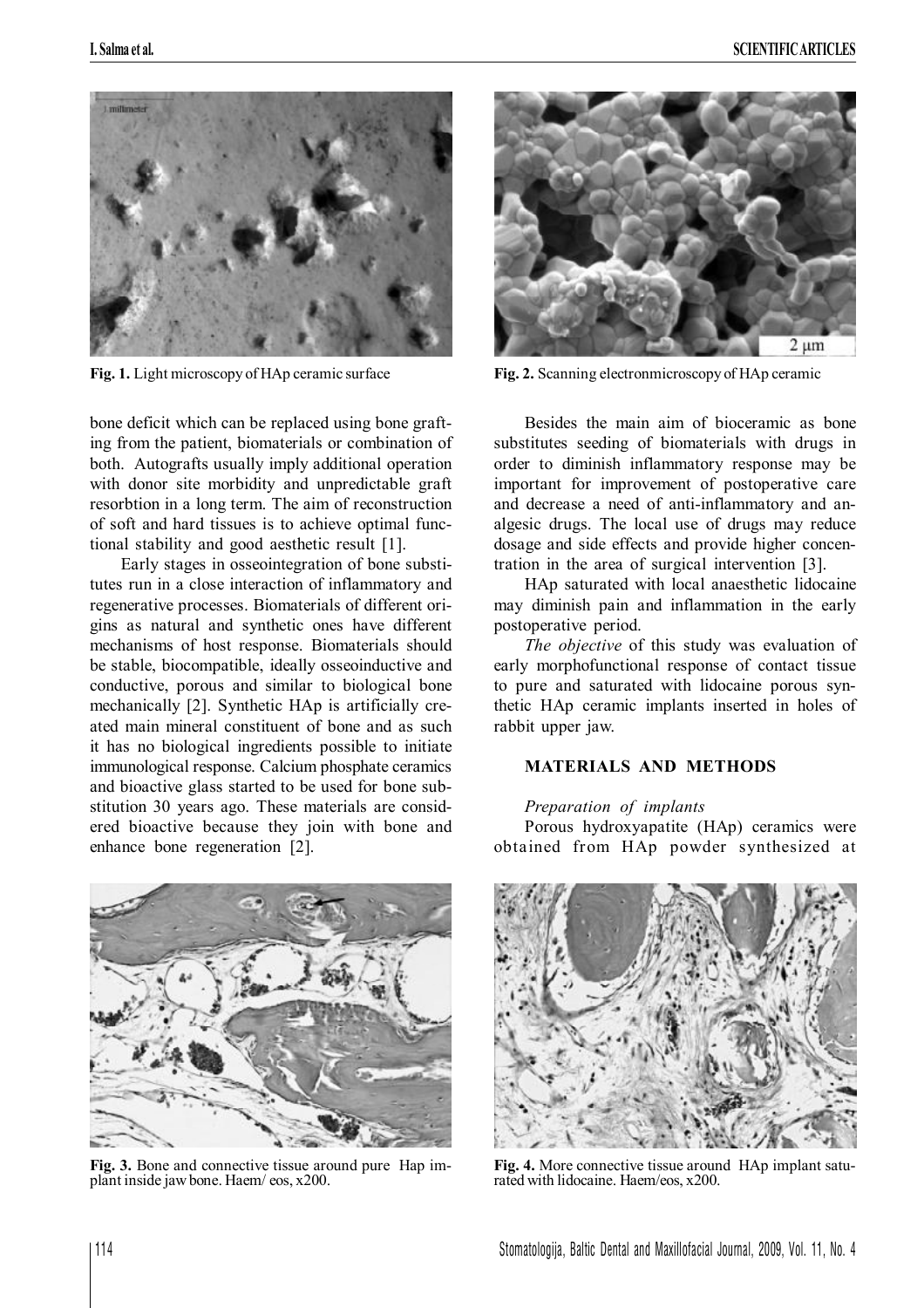Fig. 1. Light microscopy of HAp ceramic surface

Fig. 2. Scanning electronmicroscopy of HAp ceramic

bone deficit which can be replaced using bone grafting from the patient, biomaterials or combination of both. Autografts usually imply additional operation with donor site morbidity and unpredictable graft resorbtion in a long term. The aim of reconstruction of soft and hard tissues is to achieve optimal functional stability and good aesthetic result [1].

Early stages in osseointegration of bone substitutes run in a close interaction of inflammatory and regenerative processes. Biomaterials of different origins as natural and synthetic ones have different mechanisms of host response. Biomaterials should be stable, biocompatible, ideally osseoinductive and conductive, porous and similar to biological bone mechanically [2]. Synthetic HAp is artificially created main mineral constituent of bone and as such it has no biological ingredients possible to initiate immunological response. Calcium phosphate ceramics and bioactive glass started to be used for bone substitution 30 years ago. These materials are considered bioactive because they join with bone and enhance bone regeneration [2].

Besides the main aim of bioceramic as bone substitutes seeding of biomaterials with drugs in order to diminish inflammatory response may be important for improvement of postoperative care and decrease a need of anti-inflammatory and analgesic drugs. The local use of drugs may reduce dosage and side effects and provide higher concentration in the area of surgical intervention [3].

HAp saturated with local anaesthetic lidocaine may diminish pain and inflammation in the early postoperative period.

*The objective* of this study was evaluation of early morphofunctional response of contact tissue to pure and saturated with lidocaine porous synthetic HAp ceramic implants inserted in holes of rabbit upper jaw.

## MATERIALS AND METHODS

*Preparation of implants*

Porous hydroxyapatite (HAp) ceramics were obtained from HAp powder synthesized at

Fig. 3. Bone and connective tissue around pure Hap implant inside jaw bone. Haem/ eos, x200.

Fig. 4. More connective tissue around HAp implant saturated with lidocaine. Haem/eos, x200.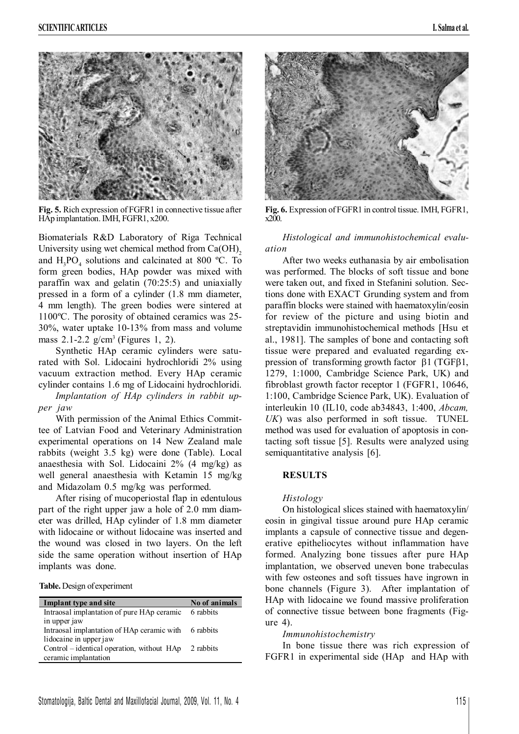Fig. 5. Rich expression of FGFR1 in connective tissue after HAp implantation. IMH, FGFR1, x200.

Fig. 6. Expression of FGFR1 in control tissue. IMH, FGFR1, x200.

Biomaterials R&D Laboratory of Riga Technical University using wet chemical method from $Ca(OH)_2$ and $H_3PO_4$ solutions and calcinated at 800 ºC. To form green bodies, HAp powder was mixed with paraffin wax and gelatin (70:25:5) and uniaxially pressed in a form of a cylinder (1.8 mm diameter, 4 mm length). The green bodies were sintered at 1100ºC. The porosity of obtained ceramics was 25-30%, water uptake 10-13% from mass and volume mass 2.1-2.2 $g/cm^3$ (Figures 1, 2).

Synthetic HAp ceramic cylinders were saturated with Sol. Lidocaini hydrochloridi 2% using vacuum extraction method. Every HAp ceramic cylinder contains 1.6 mg of Lidocaini hydrochloridi.

*Implantation of HAp cylinders in rabbit upper jaw*

With permission of the Animal Ethics Committee of Latvian Food and Veterinary Administration experimental operations on 14 New Zealand male rabbits (weight 3.5 kg) were done (Table). Local anaesthesia with Sol. Lidocaini 2% (4 mg/kg) as well general anaesthesia with Ketamin 15 mg/kg and Midazolam 0.5 mg/kg was performed.

After rising of mucoperiostal flap in edentulous part of the right upper jaw a hole of 2.0 mm diameter was drilled, HAp cylinder of 1.8 mm diameter with lidocaine or without lidocaine was inserted and the wound was closed in two layers. On the left side the same operation without insertion of HAp implants was done.

**Table.** Design of experiment

| Implant type and site | No of animals |
|---|---|
| Intraosal implantation of pure HAp ceramic in upper jaw | 6 rabbits |
| Intraosal implantation of HAp ceramic with lidocaine in upper jaw | 6 rabbits |
| Control – identical operation, without HAp ceramic implantation | 2 rabbits |

*Histological and immunohistochemical evaluation*

After two weeks euthanasia by air embolisation was performed. The blocks of soft tissue and bone were taken out, and fixed in Stefanini solution. Sections done with EXACT Grunding system and from paraffin blocks were stained with haematoxylin/eosin for review of the picture and using biotin and streptavidin immunohistochemical methods [Hsu et al., 1981]. The samples of bone and contacting soft tissue were prepared and evaluated regarding expression of transforming growth factor $\beta$1 (TGF$\beta$1, 1279, 1:1000, Cambridge Science Park, UK) and fibroblast growth factor receptor 1 (FGFR1, 10646, 1:100, Cambridge Science Park, UK). Evaluation of interleukin 10 (IL10, code ab34843, 1:400, *Abcam, UK*) was also performed in soft tissue. TUNEL method was used for evaluation of apoptosis in contacting soft tissue [5]. Results were analyzed using semiquantitative analysis [6].

## RESULTS

*Histology*

On histological slices stained with haematoxylin/eosin in gingival tissue around pure HAp ceramic implants a capsule of connective tissue and degenerative epitheliocytes without inflammation have formed. Analyzing bone tissues after pure HAp implantation, we observed uneven bone trabeculas with few osteones and soft tissues have ingrown in bone channels (Figure 3). After implantation of HAp with lidocaine we found massive proliferation of connective tissue between bone fragments (Figure 4).

*Immunohistochemistry*

In bone tissue there was rich expression of FGFR1 in experimental side (HAp and HAp with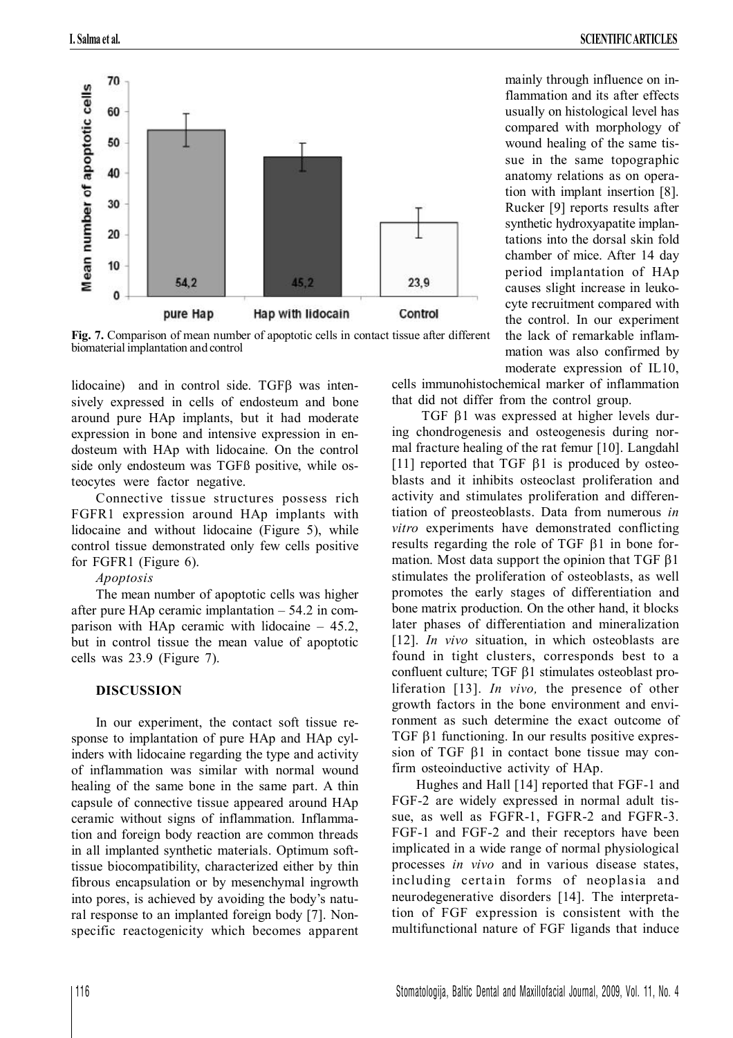Mean number of apoptotic cells

70
60
50
40
30
20
10
0

54,2
45,2
23,9

pure Hap
Hap with lidocain
Control

**Fig. 7.** Comparison of mean number of apoptotic cells in contact tissue after different biomaterial implantation and control

lidocaine) and in control side. TGFβ was intensively expressed in cells of endosteum and bone around pure HAp implants, but it had moderate expression in bone and intensive expression in endosteum with HAp with lidocaine. On the control side only endosteum was TGFß positive, while osteocytes were factor negative.

Connective tissue structures possess rich FGFR1 expression around HAp implants with lidocaine and without lidocaine (Figure 5), while control tissue demonstrated only few cells positive for FGFR1 (Figure 6).

*Apoptosis*

The mean number of apoptotic cells was higher after pure HAp ceramic implantation – 54.2 in comparison with HAp ceramic with lidocaine – 45.2, but in control tissue the mean value of apoptotic cells was 23.9 (Figure 7).

## DISCUSSION

In our experiment, the contact soft tissue response to implantation of pure HAp and HAp cylinders with lidocaine regarding the type and activity of inflammation was similar with normal wound healing of the same bone in the same part. A thin capsule of connective tissue appeared around HAp ceramic without signs of inflammation. Inflammation and foreign body reaction are common threads in all implanted synthetic materials. Optimum soft-tissue biocompatibility, characterized either by thin fibrous encapsulation or by mesenchymal ingrowth into pores, is achieved by avoiding the body's natural response to an implanted foreign body [7]. Non-specific reactogenicity which becomes apparent mainly through influence on inflammation and its after effects usually on histological level has compared with morphology of wound healing of the same tissue in the same topographic anatomy relations as on operation with implant insertion [8]. Rucker [9] reports results after synthetic hydroxyapatite implantations into the dorsal skin fold chamber of mice. After 14 day period implantation of HAp causes slight increase in leukocyte recruitment compared with the control. In our experiment the lack of remarkable inflammation was also confirmed by moderate expression of IL10, cells immunohistochemical marker of inflammation that did not differ from the control group.

TGF β1 was expressed at higher levels during chondrogenesis and osteogenesis during normal fracture healing of the rat femur [10]. Langdahl [11] reported that TGF β1 is produced by osteoblasts and it inhibits osteoclast proliferation and activity and stimulates proliferation and differentiation of preosteoblasts. Data from numerous *in vitro* experiments have demonstrated conflicting results regarding the role of TGF β1 in bone formation. Most data support the opinion that TGF β1 stimulates the proliferation of osteoblasts, as well promotes the early stages of differentiation and bone matrix production. On the other hand, it blocks later phases of differentiation and mineralization [12]. *In vivo* situation, in which osteoblasts are found in tight clusters, corresponds best to a confluent culture; TGF β1 stimulates osteoblast proliferation [13]. *In vivo,* the presence of other growth factors in the bone environment and environment as such determine the exact outcome of TGF β1 functioning. In our results positive expression of TGF β1 in contact bone tissue may confirm osteoinductive activity of HAp.

Hughes and Hall [14] reported that FGF-1 and FGF-2 are widely expressed in normal adult tissue, as well as FGFR-1, FGFR-2 and FGFR-3. FGF-1 and FGF-2 and their receptors have been implicated in a wide range of normal physiological processes *in vivo* and in various disease states, including certain forms of neoplasia and neurodegenerative disorders [14]. The interpretation of FGF expression is consistent with the multifunctional nature of FGF ligands that induce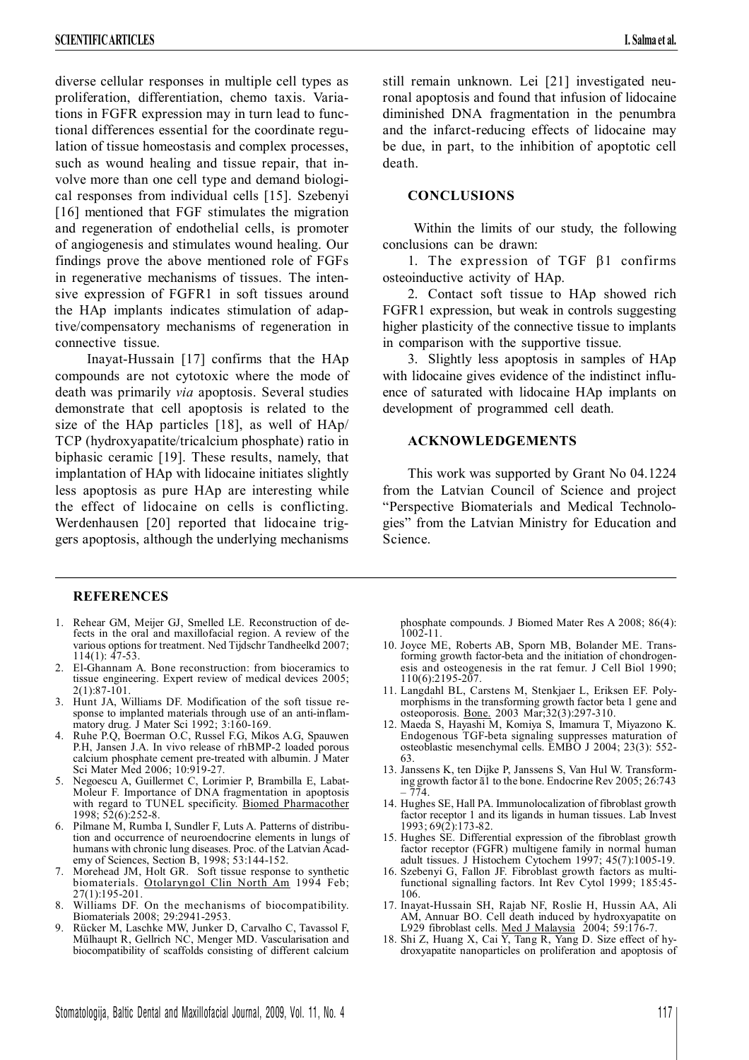diverse cellular responses in multiple cell types as proliferation, differentiation, chemo taxis. Variations in FGFR expression may in turn lead to functional differences essential for the coordinate regulation of tissue homeostasis and complex processes, such as wound healing and tissue repair, that involve more than one cell type and demand biological responses from individual cells [15]. Szebenyi [16] mentioned that FGF stimulates the migration and regeneration of endothelial cells, is promoter of angiogenesis and stimulates wound healing. Our findings prove the above mentioned role of FGFs in regenerative mechanisms of tissues. The intensive expression of FGFR1 in soft tissues around the HAp implants indicates stimulation of adaptive/compensatory mechanisms of regeneration in connective tissue.

Inayat-Hussain [17] confirms that the HAp compounds are not cytotoxic where the mode of death was primarily *via* apoptosis. Several studies demonstrate that cell apoptosis is related to the size of the HAp particles [18], as well of HAp/TCP (hydroxyapatite/tricalcium phosphate) ratio in biphasic ceramic [19]. These results, namely, that implantation of HAp with lidocaine initiates slightly less apoptosis as pure HAp are interesting while the effect of lidocaine on cells is conflicting. Werdenhausen [20] reported that lidocaine triggers apoptosis, although the underlying mechanisms still remain unknown. Lei [21] investigated neuronal apoptosis and found that infusion of lidocaine diminished DNA fragmentation in the penumbra and the infarct-reducing effects of lidocaine may be due, in part, to the inhibition of apoptotic cell death.

## CONCLUSIONS

Within the limits of our study, the following conclusions can be drawn:

1. The expression of TGF $\beta$1 confirms osteoinductive activity of HAp.
2. Contact soft tissue to HAp showed rich FGFR1 expression, but weak in controls suggesting higher plasticity of the connective tissue to implants in comparison with the supportive tissue.
3. Slightly less apoptosis in samples of HAp with lidocaine gives evidence of the indistinct influence of saturated with lidocaine HAp implants on development of programmed cell death.

## ACKNOWLEDGEMENTS

This work was supported by Grant No 04.1224 from the Latvian Council of Science and project "Perspective Biomaterials and Medical Technologies" from the Latvian Ministry for Education and Science.

## REFERENCES

1. Rehear GM, Meijer GJ, Smelled LE. Reconstruction of defects in the oral and maxillofacial region. A review of the various options for treatment. Ned Tijdschr Tandheelkd 2007; 114(1): 47-53.
2. El-Ghannam A. Bone reconstruction: from bioceramics to tissue engineering. Expert review of medical devices 2005; 2(1):87-101.
3. Hunt JA, Williams DF. Modification of the soft tissue response to implanted materials through use of an anti-inflammatory drug. J Mater Sci 1992; 3:160-169.
4. Ruhe P.Q, Boerman O.C, Russel F.G, Mikos A.G, Spauwen P.H, Jansen J.A. In vivo release of rhBMP-2 loaded porous calcium phosphate cement pre-treated with albumin. J Mater Sci Mater Med 2006; 10:919-27.
5. Negoescu A, Guillermet C, Lorimier P, Brambilla E, Labat-Moleur F. Importance of DNA fragmentation in apoptosis with regard to TUNEL specificity. Biomed Pharmacother 1998; 52(6):252-8.
6. Pilmane M, Rumba I, Sundler F, Luts A. Patterns of distribution and occurrence of neuroendocrine elements in lungs of humans with chronic lung diseases. Proc. of the Latvian Academy of Sciences, Section B, 1998; 53:144-152.
7. Morehead JM, Holt GR. Soft tissue response to synthetic biomaterials. Otolaryngol Clin North Am 1994 Feb; 27(1):195-201.
8. Williams DF. On the mechanisms of biocompatibility. Biomaterials 2008; 29:2941-2953.
9. Rücker M, Laschke MW, Junker D, Carvalho C, Tavassol F, Mülhaupt R, Gellrich NC, Menger MD. Vascularisation and biocompatibility of scaffolds consisting of different calcium phosphate compounds. J Biomed Mater Res A 2008; 86(4): 1002-11.
10. Joyce ME, Roberts AB, Sporn MB, Bolander ME. Transforming growth factor-beta and the initiation of chondrogenesis and osteogenesis in the rat femur. J Cell Biol 1990; 110(6):2195-207.
11. Langdahl BL, Carstens M, Stenkjaer L, Eriksen EF. Polymorphisms in the transforming growth factor beta 1 gene and osteoporosis. Bone. 2003 Mar;32(3):297-310.
12. Maeda S, Hayashi M, Komiya S, Imamura T, Miyazono K. Endogenous TGF-beta signaling suppresses maturation of osteoblastic mesenchymal cells. EMBO J 2004; 23(3): 552-63.
13. Janssens K, ten Dijke P, Janssens S, Van Hul W. Transforming growth factor ā1 to the bone. Endocrine Rev 2005; 26:743 – 774.
14. Hughes SE, Hall PA. Immunolocalization of fibroblast growth factor receptor 1 and its ligands in human tissues. Lab Invest 1993; 69(2):173-82.
15. Hughes SE. Differential expression of the fibroblast growth factor receptor (FGFR) multigene family in normal human adult tissues. J Histochem Cytochem 1997; 45(7):1005-19.
16. Szebenyi G, Fallon JF. Fibroblast growth factors as multifunctional signalling factors. Int Rev Cytol 1999; 185:45-106.
17. Inayat-Hussain SH, Rajab NF, Roslie H, Hussin AA, Ali AM, Annuar BO. Cell death induced by hydroxyapatite on L929 fibroblast cells. Med J Malaysia 2004; 59:176-7.
18. Shi Z, Huang X, Cai Y, Tang R, Yang D. Size effect of hydroxyapatite nanoparticles on proliferation and apoptosis of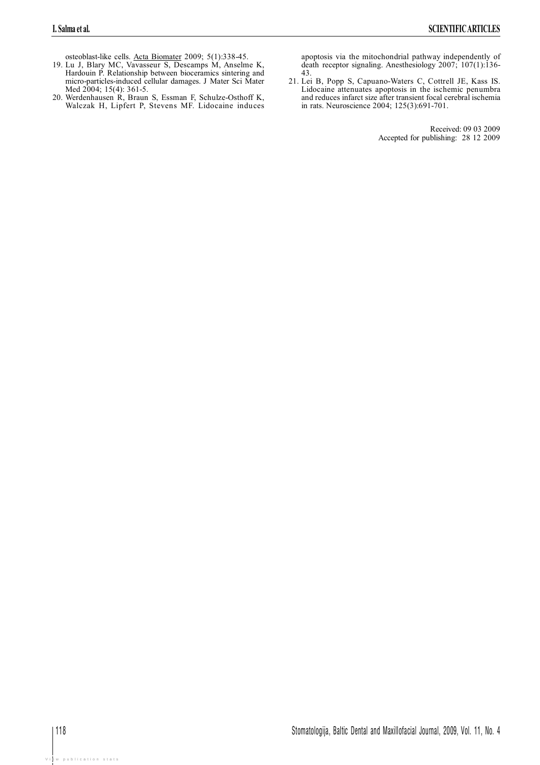osteoblast-like cells. Acta Biomater 2009; 5(1):338-45.

19. Lu J, Blary MC, Vavasseur S, Descamps M, Anselme K, Hardouin P. Relationship between bioceramics sintering and micro-particles-induced cellular damages. J Mater Sci Mater Med 2004; 15(4): 361-5.
20. Werdenhausen R, Braun S, Essman F, Schulze-Osthoff K, Walczak H, Lipfert P, Stevens MF. Lidocaine induces apoptosis via the mitochondrial pathway independently of death receptor signaling. Anesthesiology 2007; 107(1):136-43.
21. Lei B, Popp S, Capuano-Waters C, Cottrell JE, Kass IS. Lidocaine attenuates apoptosis in the ischemic penumbra and reduces infarct size after transient focal cerebral ischemia in rats. Neuroscience 2004; 125(3):691-701.

Received: 09 03 2009
Accepted for publishing: 28 12 2009